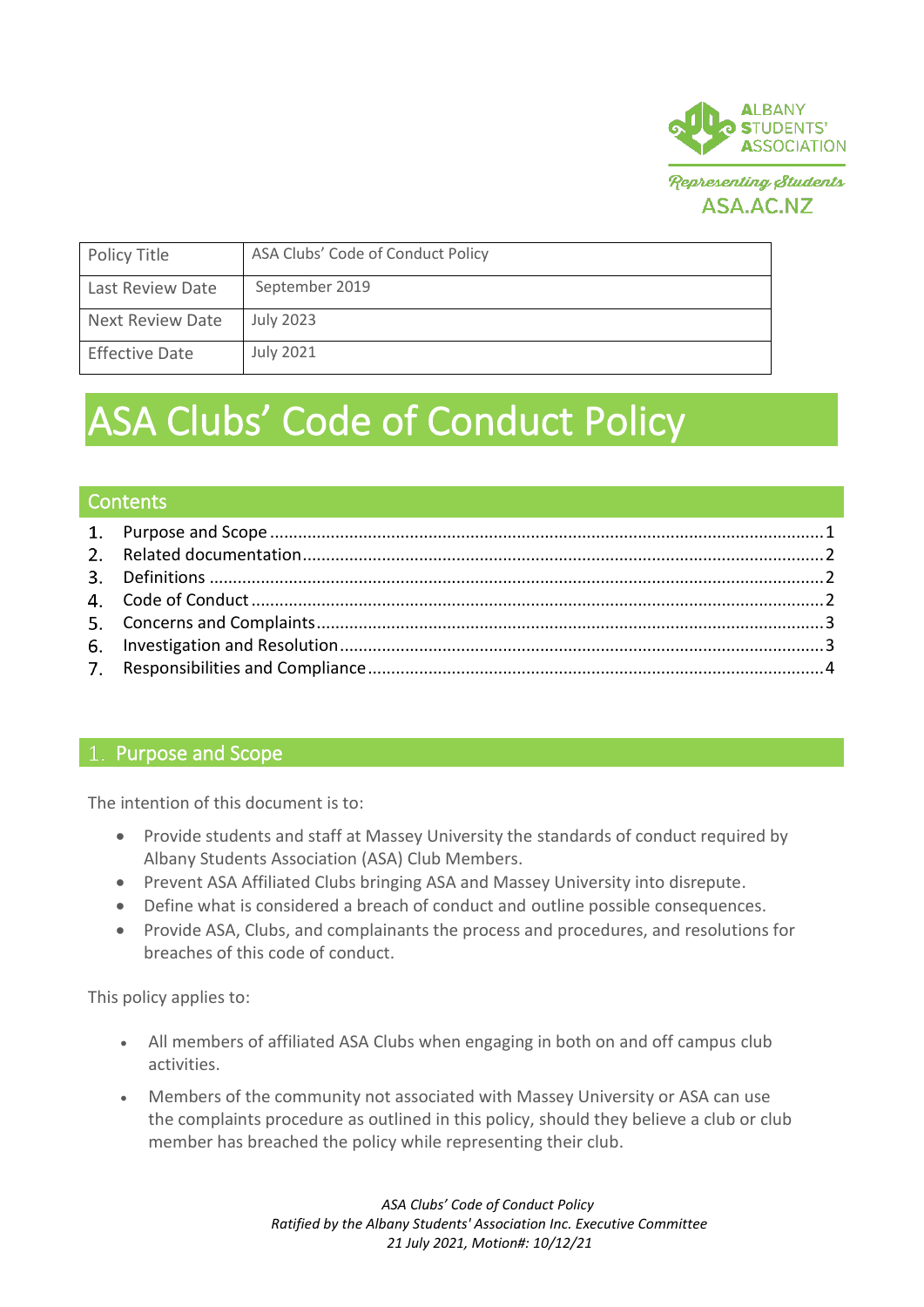| Policy Title | ASA Clubs’ Code of Conduct Policy |
|---|---|
| Last Review Date | September 2019 |
| Next Review Date | July 2023 |
| Effective Date | July 2021 |

# ASA Clubs’ Code of Conduct Policy

## Contents

1. Purpose and Scope ........ 1
2. Related documentation ........ 2
3. Definitions ........ 2
4. Code of Conduct ........ 2
5. Concerns and Complaints ........ 3
6. Investigation and Resolution ........ 3
7. Responsibilities and Compliance ........ 4

## 1. Purpose and Scope

The intention of this document is to:

- Provide students and staff at Massey University the standards of conduct required by Albany Students Association (ASA) Club Members.
- Prevent ASA Affiliated Clubs bringing ASA and Massey University into disrepute.
- Define what is considered a breach of conduct and outline possible consequences.
- Provide ASA, Clubs, and complainants the process and procedures, and resolutions for breaches of this code of conduct.

This policy applies to:

- All members of affiliated ASA Clubs when engaging in both on and off campus club activities.
- Members of the community not associated with Massey University or ASA can use the complaints procedure as outlined in this policy, should they believe a club or club member has breached the policy while representing their club.

*ASA Clubs’ Code of Conduct Policy*
*Ratified by the Albany Students' Association Inc. Executive Committee*
*21 July 2021, Motion#: 10/12/21*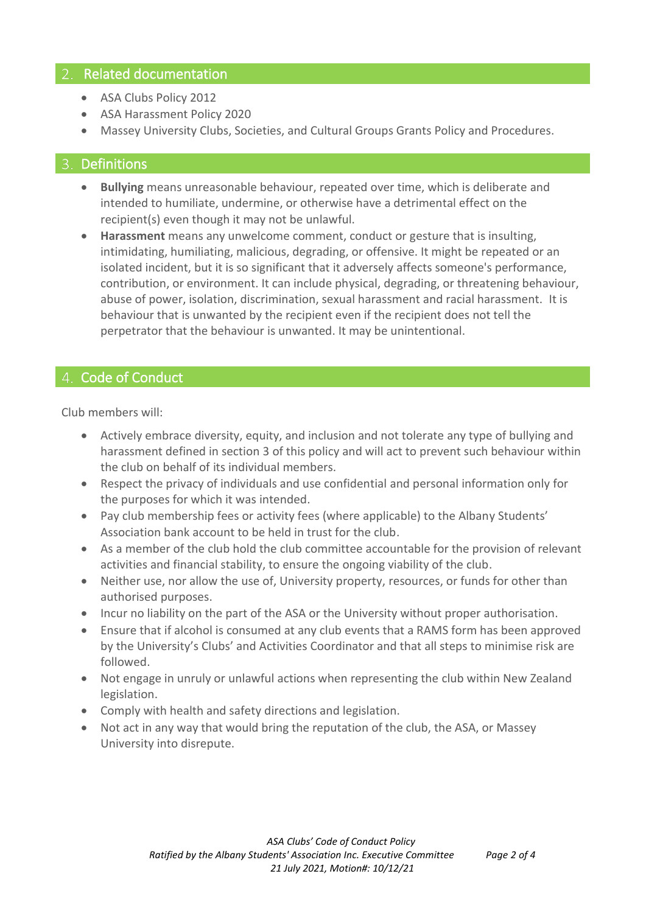## 2. Related documentation

- ASA Clubs Policy 2012
- ASA Harassment Policy 2020
- Massey University Clubs, Societies, and Cultural Groups Grants Policy and Procedures.

## 3. Definitions

- **Bullying** means unreasonable behaviour, repeated over time, which is deliberate and intended to humiliate, undermine, or otherwise have a detrimental effect on the recipient(s) even though it may not be unlawful.
- **Harassment** means any unwelcome comment, conduct or gesture that is insulting, intimidating, humiliating, malicious, degrading, or offensive. It might be repeated or an isolated incident, but it is so significant that it adversely affects someone's performance, contribution, or environment. It can include physical, degrading, or threatening behaviour, abuse of power, isolation, discrimination, sexual harassment and racial harassment. It is behaviour that is unwanted by the recipient even if the recipient does not tell the perpetrator that the behaviour is unwanted. It may be unintentional.

## 4. Code of Conduct

Club members will:

- Actively embrace diversity, equity, and inclusion and not tolerate any type of bullying and harassment defined in section 3 of this policy and will act to prevent such behaviour within the club on behalf of its individual members.
- Respect the privacy of individuals and use confidential and personal information only for the purposes for which it was intended.
- Pay club membership fees or activity fees (where applicable) to the Albany Students' Association bank account to be held in trust for the club.
- As a member of the club hold the club committee accountable for the provision of relevant activities and financial stability, to ensure the ongoing viability of the club.
- Neither use, nor allow the use of, University property, resources, or funds for other than authorised purposes.
- Incur no liability on the part of the ASA or the University without proper authorisation.
- Ensure that if alcohol is consumed at any club events that a RAMS form has been approved by the University's Clubs' and Activities Coordinator and that all steps to minimise risk are followed.
- Not engage in unruly or unlawful actions when representing the club within New Zealand legislation.
- Comply with health and safety directions and legislation.
- Not act in any way that would bring the reputation of the club, the ASA, or Massey University into disrepute.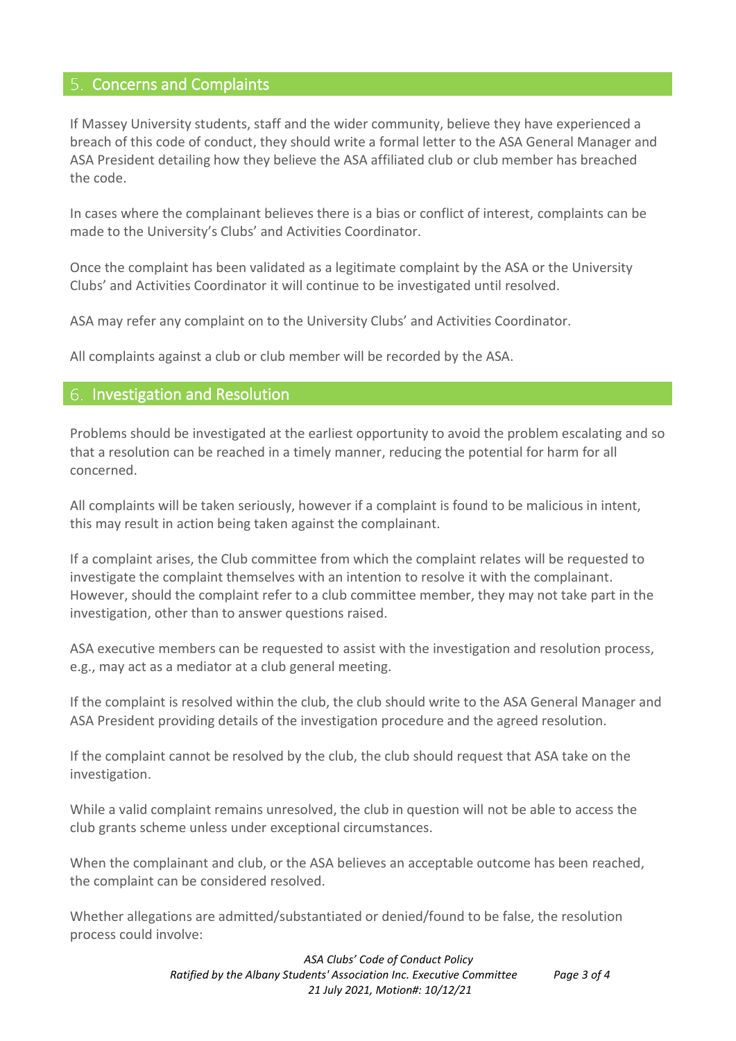## 5. Concerns and Complaints

If Massey University students, staff and the wider community, believe they have experienced a breach of this code of conduct, they should write a formal letter to the ASA General Manager and ASA President detailing how they believe the ASA affiliated club or club member has breached the code.

In cases where the complainant believes there is a bias or conflict of interest, complaints can be made to the University's Clubs' and Activities Coordinator.

Once the complaint has been validated as a legitimate complaint by the ASA or the University Clubs' and Activities Coordinator it will continue to be investigated until resolved.

ASA may refer any complaint on to the University Clubs' and Activities Coordinator.

All complaints against a club or club member will be recorded by the ASA.

## 6. Investigation and Resolution

Problems should be investigated at the earliest opportunity to avoid the problem escalating and so that a resolution can be reached in a timely manner, reducing the potential for harm for all concerned.

All complaints will be taken seriously, however if a complaint is found to be malicious in intent, this may result in action being taken against the complainant.

If a complaint arises, the Club committee from which the complaint relates will be requested to investigate the complaint themselves with an intention to resolve it with the complainant. However, should the complaint refer to a club committee member, they may not take part in the investigation, other than to answer questions raised.

ASA executive members can be requested to assist with the investigation and resolution process, e.g., may act as a mediator at a club general meeting.

If the complaint is resolved within the club, the club should write to the ASA General Manager and ASA President providing details of the investigation procedure and the agreed resolution.

If the complaint cannot be resolved by the club, the club should request that ASA take on the investigation.

While a valid complaint remains unresolved, the club in question will not be able to access the club grants scheme unless under exceptional circumstances.

When the complainant and club, or the ASA believes an acceptable outcome has been reached, the complaint can be considered resolved.

Whether allegations are admitted/substantiated or denied/found to be false, the resolution process could involve: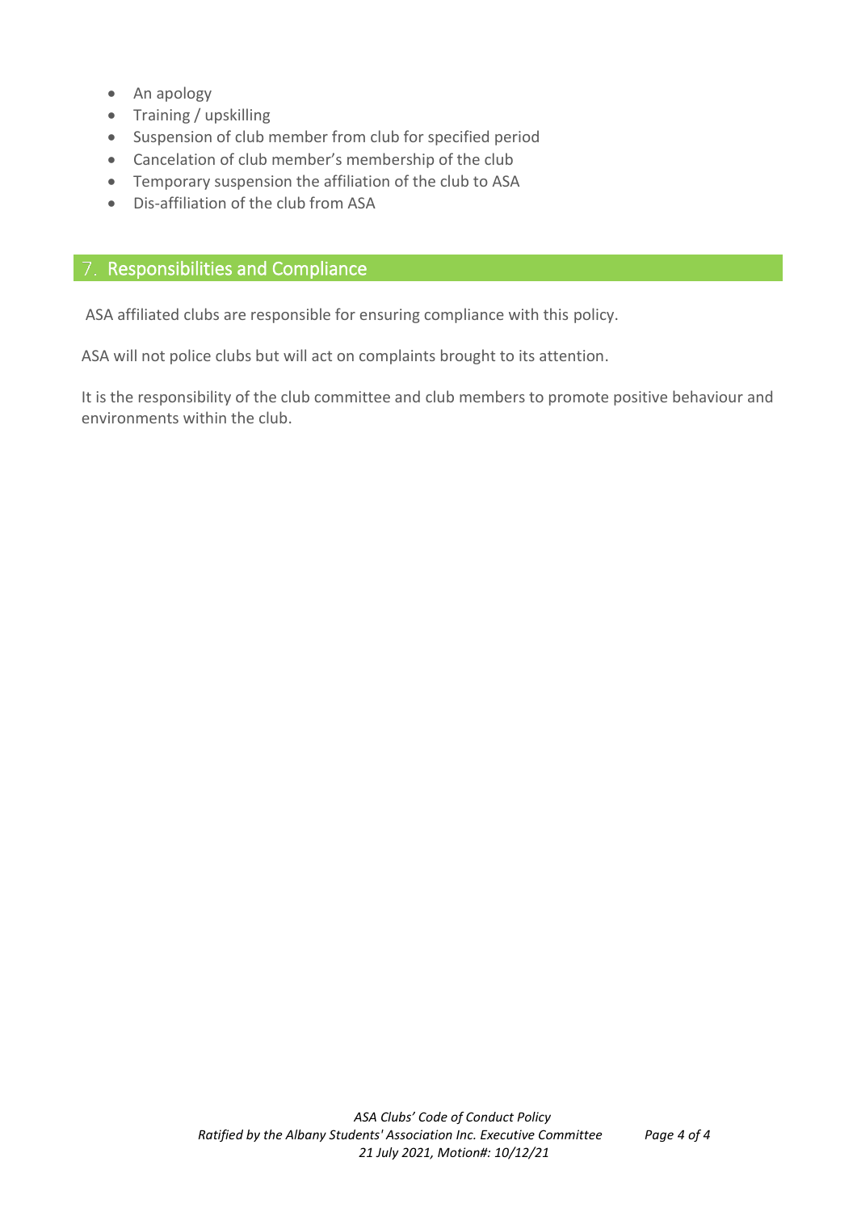- An apology
- Training / upskilling
- Suspension of club member from club for specified period
- Cancelation of club member's membership of the club
- Temporary suspension the affiliation of the club to ASA
- Dis-affiliation of the club from ASA

## 7. Responsibilities and Compliance

ASA affiliated clubs are responsible for ensuring compliance with this policy.

ASA will not police clubs but will act on complaints brought to its attention.

It is the responsibility of the club committee and club members to promote positive behaviour and environments within the club.